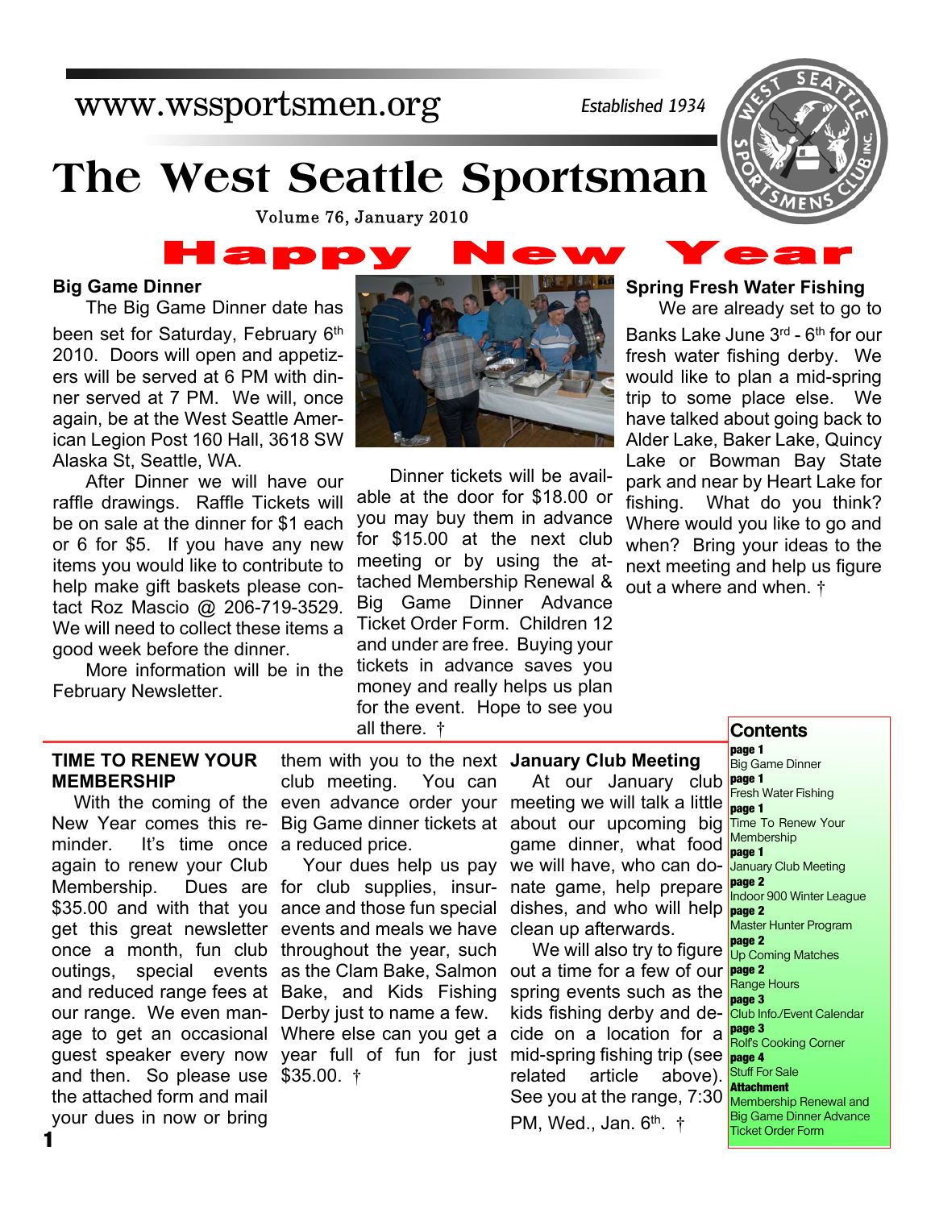www.wssportsmen.org

*Established 1934*

# The West Seattle Sportsman

Volume 76, January 2010

# Happy New Year

## Big Game Dinner

The Big Game Dinner date has been set for Saturday, February 6th 2010. Doors will open and appetizers will be served at 6 PM with dinner served at 7 PM. We will, once again, be at the West Seattle American Legion Post 160 Hall, 3618 SW Alaska St, Seattle, WA.

After Dinner we will have our raffle drawings. Raffle Tickets will be on sale at the dinner for $1 each or 6 for $5. If you have any new items you would like to contribute to help make gift baskets please contact Roz Mascio @ 206-719-3529. We will need to collect these items a good week before the dinner.

More information will be in the February Newsletter.

Dinner tickets will be available at the door for $18.00 or you may buy them in advance for $15.00 at the next club meeting or by using the attached Membership Renewal & Big Game Dinner Advance Ticket Order Form. Children 12 and under are free. Buying your tickets in advance saves you money and really helps us plan for the event. Hope to see you all there. †

## Spring Fresh Water Fishing

We are already set to go to Banks Lake June 3rd - 6th for our fresh water fishing derby. We would like to plan a mid-spring trip to some place else. We have talked about going back to Alder Lake, Baker Lake, Quincy Lake or Bowman Bay State park and near by Heart Lake for fishing. What do you think? Where would you like to go and when? Bring your ideas to the next meeting and help us figure out a where and when. †

## TIME TO RENEW YOUR MEMBERSHIP

With the coming of the New Year comes this reminder. It's time once again to renew your Club Membership. Dues are $35.00 and with that you get this great newsletter once a month, fun club outings, special events and reduced range fees at our range. We even manage to get an occasional guest speaker every now and then. So please use the attached form and mail your dues in now or bring them with you to the next club meeting. You can even advance order your Big Game dinner tickets at a reduced price.

Your dues help us pay for club supplies, insurance and those fun special events and meals we have throughout the year, such as the Clam Bake, Salmon Bake, and Kids Fishing Derby just to name a few. Where else can you get a year full of fun for just $35.00. †

## January Club Meeting

At our January club meeting we will talk a little about our upcoming big game dinner, what food we will have, who can donate game, help prepare dishes, and who will help clean up afterwards.

We will also try to figure out a time for a few of our spring events such as the kids fishing derby and decide on a location for a mid-spring fishing trip (see related article above). See you at the range, 7:30 PM, Wed., Jan. 6th. †

## Contents

**page 1** Big Game Dinner
**page 1** Fresh Water Fishing
**page 1** Time To Renew Your Membership
**page 1** January Club Meeting
**page 2** Indoor 900 Winter League
**page 2** Master Hunter Program
**page 2** Up Coming Matches
**page 2** Range Hours
**page 3** Club Info./Event Calendar
**page 3** Rolf's Cooking Corner
**page 4** Stuff For Sale
**Attachment** Membership Renewal and Big Game Dinner Advance Ticket Order Form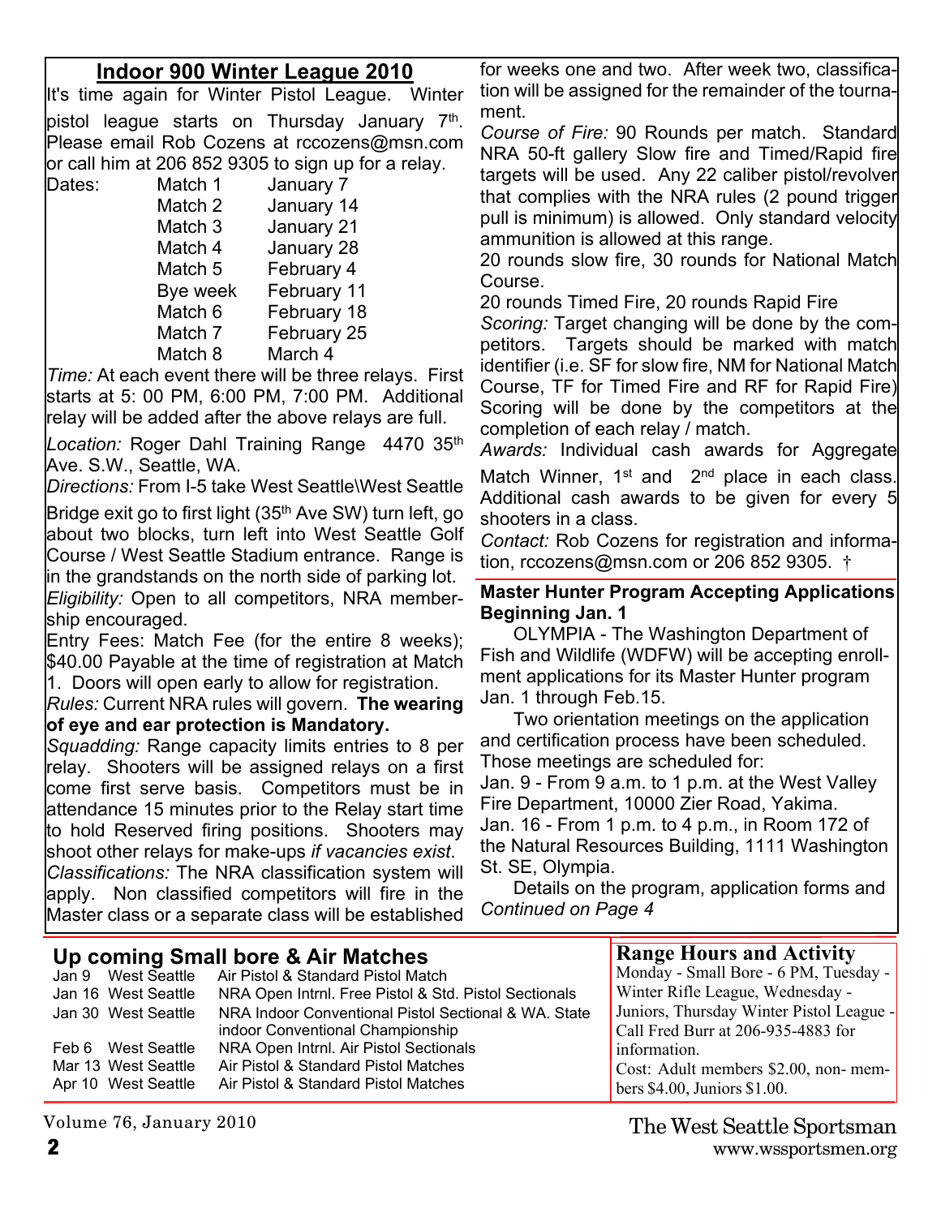## Indoor 900 Winter League 2010

It's time again for Winter Pistol League. Winter pistol league starts on Thursday January 7th. Please email Rob Cozens at rccozens@msn.com or call him at 206 852 9305 to sign up for a relay.

| Dates: | | |
|---|---|---|
| | Match 1 | January 7 |
| | Match 2 | January 14 |
| | Match 3 | January 21 |
| | Match 4 | January 28 |
| | Match 5 | February 4 |
| | Bye week | February 11 |
| | Match 6 | February 18 |
| | Match 7 | February 25 |
| | Match 8 | March 4 |

*Time:* At each event there will be three relays. First starts at 5: 00 PM, 6:00 PM, 7:00 PM. Additional relay will be added after the above relays are full.

*Location:* Roger Dahl Training Range 4470 35th Ave. S.W., Seattle, WA.

*Directions:* From I-5 take West Seattle\West Seattle Bridge exit go to first light (35th Ave SW) turn left, go about two blocks, turn left into West Seattle Golf Course / West Seattle Stadium entrance. Range is in the grandstands on the north side of parking lot.

*Eligibility:* Open to all competitors, NRA membership encouraged.

Entry Fees: Match Fee (for the entire 8 weeks); $40.00 Payable at the time of registration at Match 1. Doors will open early to allow for registration.

*Rules:* Current NRA rules will govern. **The wearing of eye and ear protection is Mandatory.**

*Squadding:* Range capacity limits entries to 8 per relay. Shooters will be assigned relays on a first come first serve basis. Competitors must be in attendance 15 minutes prior to the Relay start time to hold Reserved firing positions. Shooters may shoot other relays for make-ups *if vacancies exist*.

*Classifications:* The NRA classification system will apply. Non classified competitors will fire in the Master class or a separate class will be established for weeks one and two. After week two, classification will be assigned for the remainder of the tournament.

*Course of Fire:* 90 Rounds per match. Standard NRA 50-ft gallery Slow fire and Timed/Rapid fire targets will be used. Any 22 caliber pistol/revolver that complies with the NRA rules (2 pound trigger pull is minimum) is allowed. Only standard velocity ammunition is allowed at this range.

20 rounds slow fire, 30 rounds for National Match Course.

20 rounds Timed Fire, 20 rounds Rapid Fire

*Scoring:* Target changing will be done by the competitors. Targets should be marked with match identifier (i.e. SF for slow fire, NM for National Match Course, TF for Timed Fire and RF for Rapid Fire) Scoring will be done by the competitors at the completion of each relay / match.

*Awards:* Individual cash awards for Aggregate Match Winner, 1st and 2nd place in each class. Additional cash awards to be given for every 5 shooters in a class.

*Contact:* Rob Cozens for registration and information, rccozens@msn.com or 206 852 9305. †

### Master Hunter Program Accepting Applications Beginning Jan. 1

OLYMPIA - The Washington Department of Fish and Wildlife (WDFW) will be accepting enrollment applications for its Master Hunter program Jan. 1 through Feb.15.

Two orientation meetings on the application and certification process have been scheduled. Those meetings are scheduled for:

Jan. 9 - From 9 a.m. to 1 p.m. at the West Valley Fire Department, 10000 Zier Road, Yakima.

Jan. 16 - From 1 p.m. to 4 p.m., in Room 172 of the Natural Resources Building, 1111 Washington St. SE, Olympia.

Details on the program, application forms and *Continued on Page 4*

## Up coming Small bore & Air Matches

| | | |
|---|---|---|
| Jan 9 | West Seattle | Air Pistol & Standard Pistol Match |
| Jan 16 | West Seattle | NRA Open Intrnl. Free Pistol & Std. Pistol Sectionals |
| Jan 30 | West Seattle | NRA Indoor Conventional Pistol Sectional & WA. State indoor Conventional Championship |
| Feb 6 | West Seattle | NRA Open Intrnl. Air Pistol Sectionals |
| Mar 13 | West Seattle | Air Pistol & Standard Pistol Matches |
| Apr 10 | West Seattle | Air Pistol & Standard Pistol Matches |

## Range Hours and Activity

Monday - Small Bore - 6 PM, Tuesday - Winter Rifle League, Wednesday - Juniors, Thursday Winter Pistol League - Call Fred Burr at 206-935-4883 for information.

Cost: Adult members $2.00, non- members $4.00, Juniors $1.00.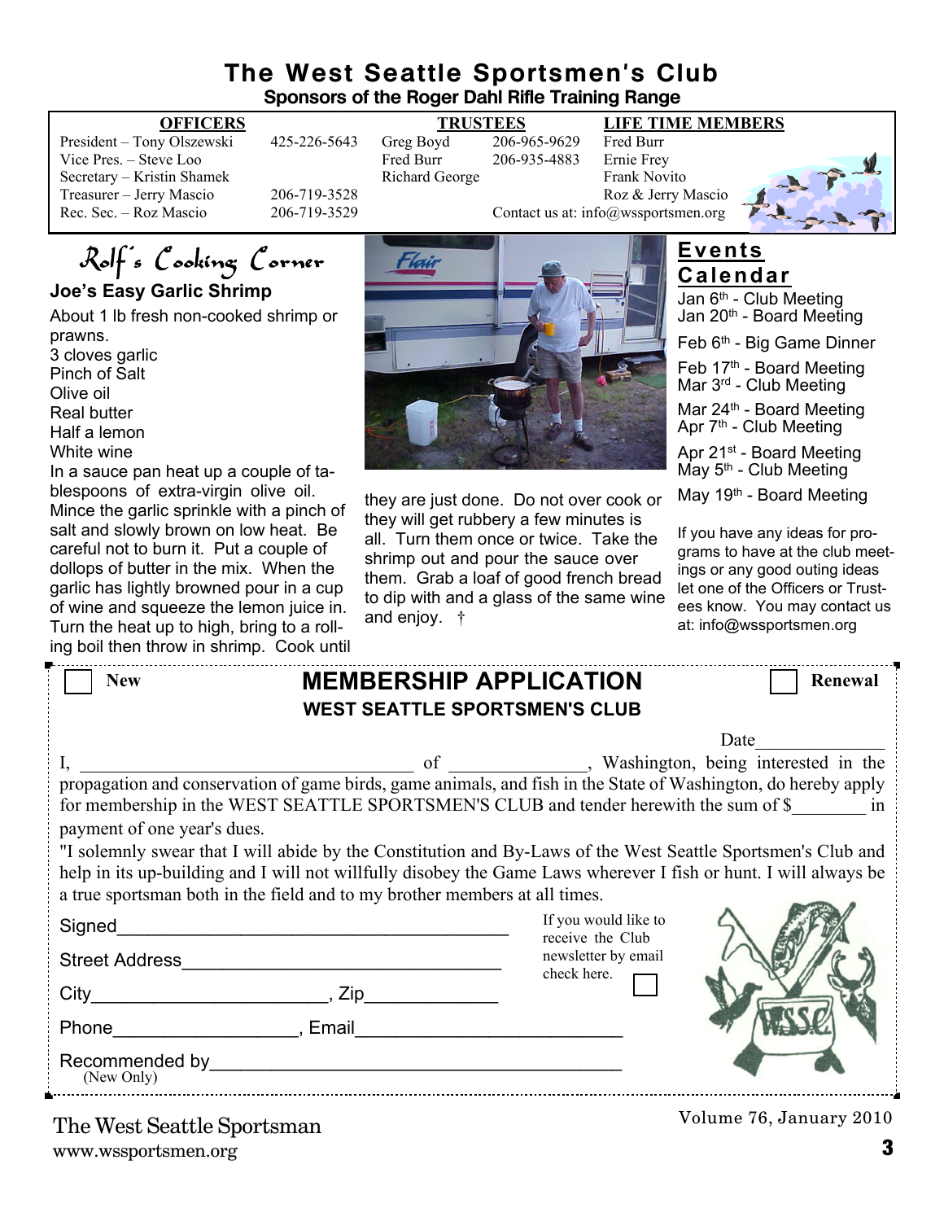# The West Seattle Sportsmen's Club

**Sponsors of the Roger Dahl Rifle Training Range**

| OFFICERS | | TRUSTEES | | LIFE TIME MEMBERS |
|---|---|---|---|---|
| President – Tony Olszewski | 425-226-5643 | Greg Boyd | 206-965-9629 | Fred Burr |
| Vice Pres. – Steve Loo | | Fred Burr | 206-935-4883 | Ernie Frey |
| Secretary – Kristin Shamek | | Richard George | | Frank Novito |
| Treasurer – Jerry Mascio | 206-719-3528 | | | Roz & Jerry Mascio |
| Rec. Sec. – Roz Mascio | 206-719-3529 | | | |

Contact us at: info@wssportsmen.org

## Rolf's Cooking Corner

### Joe's Easy Garlic Shrimp

About 1 lb fresh non-cooked shrimp or prawns.
3 cloves garlic
Pinch of Salt
Olive oil
Real butter
Half a lemon
White wine

In a sauce pan heat up a couple of tablespoons of extra-virgin olive oil. Mince the garlic sprinkle with a pinch of salt and slowly brown on low heat. Be careful not to burn it. Put a couple of dollops of butter in the mix. When the garlic has lightly browned pour in a cup of wine and squeeze the lemon juice in. Turn the heat up to high, bring to a rolling boil then throw in shrimp. Cook until they are just done. Do not over cook or they will get rubbery a few minutes is all. Turn them once or twice. Take the shrimp out and pour the sauce over them. Grab a loaf of good french bread to dip with and a glass of the same wine and enjoy. †

## Events Calendar

Jan 6th - Club Meeting
Jan 20th - Board Meeting

Feb 6th - Big Game Dinner

Feb 17th - Board Meeting
Mar 3rd - Club Meeting

Mar 24th - Board Meeting
Apr 7th - Club Meeting

Apr 21st - Board Meeting
May 5th - Club Meeting

May 19th - Board Meeting

If you have any ideas for programs to have at the club meetings or any good outing ideas let one of the Officers or Trustees know. You may contact us at: info@wssportsmen.org

---

☐ New ☐ Renewal

## MEMBERSHIP APPLICATION

**WEST SEATTLE SPORTSMEN'S CLUB**

Date______________

I, ____________________________________ of ______________, Washington, being interested in the propagation and conservation of game birds, game animals, and fish in the State of Washington, do hereby apply for membership in the WEST SEATTLE SPORTSMEN'S CLUB and tender herewith the sum of $________ in payment of one year's dues.

"I solemnly swear that I will abide by the Constitution and By-Laws of the West Seattle Sportsmen's Club and help in its up-building and I will not willfully disobey the Game Laws wherever I fish or hunt. I will always be a true sportsman both in the field and to my brother members at all times.

Signed______________________________________

Street Address_______________________________

City_______________________, Zip_____________

Phone__________________, Email_________________________

Recommended by________________________________________
(New Only)

If you would like to receive the Club newsletter by email check here. ☐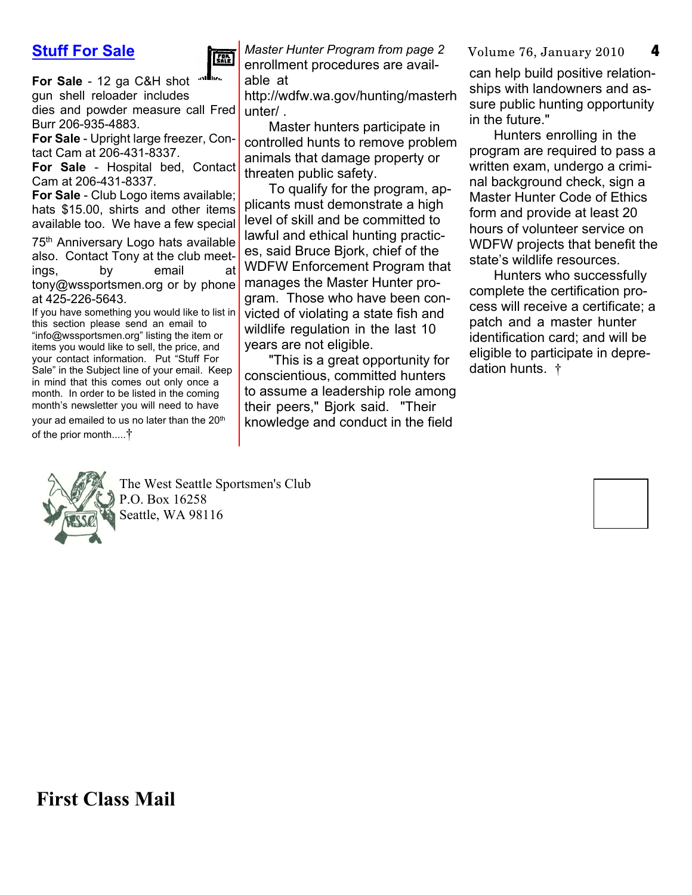## Stuff For Sale

**For Sale** - 12 ga C&H shot gun shell reloader includes dies and powder measure call Fred Burr 206-935-4883.

**For Sale** - Upright large freezer, Contact Cam at 206-431-8337.

**For Sale** - Hospital bed, Contact Cam at 206-431-8337.

**For Sale** - Club Logo items available; hats $15.00, shirts and other items available too. We have a few special 75th Anniversary Logo hats available also. Contact Tony at the club meetings, by email at tony@wssportsmen.org or by phone at 425-226-5643.

If you have something you would like to list in this section please send an email to "info@wssportsmen.org" listing the item or items you would like to sell, the price, and your contact information. Put "Stuff For Sale" in the Subject line of your email. Keep in mind that this comes out only once a month. In order to be listed in the coming month's newsletter you will need to have your ad emailed to us no later than the 20th of the prior month.....†

*Master Hunter Program from page 2*

enrollment procedures are available at http://wdfw.wa.gov/hunting/masterhunter/ .

Master hunters participate in controlled hunts to remove problem animals that damage property or threaten public safety.

To qualify for the program, applicants must demonstrate a high level of skill and be committed to lawful and ethical hunting practices, said Bruce Bjork, chief of the WDFW Enforcement Program that manages the Master Hunter program. Those who have been convicted of violating a state fish and wildlife regulation in the last 10 years are not eligible.

"This is a great opportunity for conscientious, committed hunters to assume a leadership role among their peers," Bjork said. "Their knowledge and conduct in the field can help build positive relationships with landowners and assure public hunting opportunity in the future."

Hunters enrolling in the program are required to pass a written exam, undergo a criminal background check, sign a Master Hunter Code of Ethics form and provide at least 20 hours of volunteer service on WDFW projects that benefit the state's wildlife resources.

Hunters who successfully complete the certification process will receive a certificate; a patch and a master hunter identification card; and will be eligible to participate in depredation hunts. †

The West Seattle Sportsmen's Club
P.O. Box 16258
Seattle, WA 98116

**First Class Mail**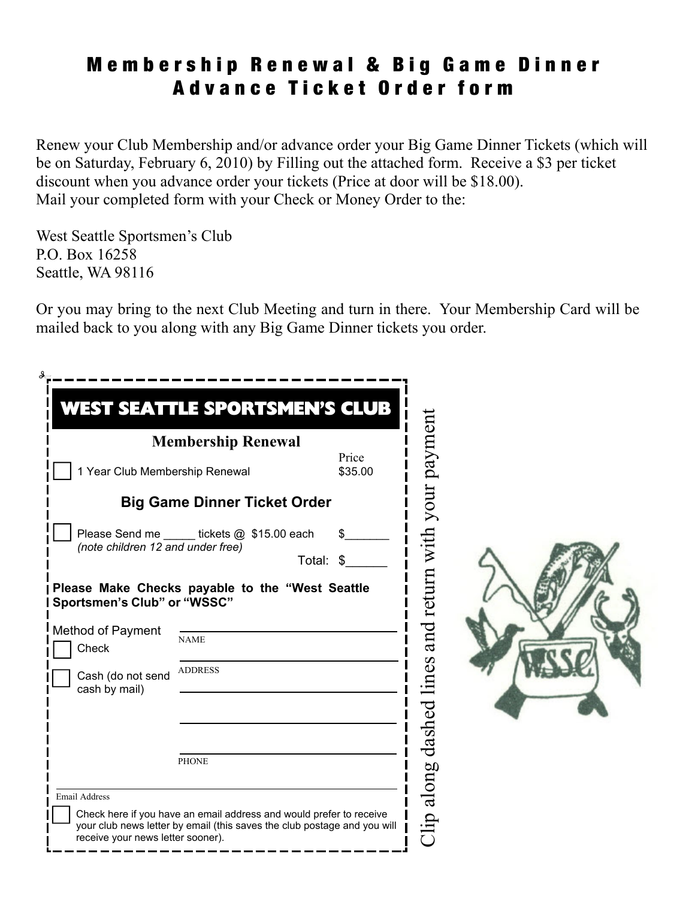# Membership Renewal & Big Game Dinner Advance Ticket Order form

Renew your Club Membership and/or advance order your Big Game Dinner Tickets (which will be on Saturday, February 6, 2010) by Filling out the attached form. Receive a $3 per ticket discount when you advance order your tickets (Price at door will be $18.00).
Mail your completed form with your Check or Money Order to the:

West Seattle Sportsmen's Club
P.O. Box 16258
Seattle, WA 98116

Or you may bring to the next Club Meeting and turn in there. Your Membership Card will be mailed back to you along with any Big Game Dinner tickets you order.

---

## WEST SEATTLE SPORTSMEN'S CLUB

### Membership Renewal

| | Price |
|---|---|
| ☐ 1 Year Club Membership Renewal | $35.00 |

### Big Game Dinner Ticket Order

☐ Please Send me _____ tickets @ $15.00 each $_______
*(note children 12 and under free)*

Total: $______

**Please Make Checks payable to the "West Seattle Sportsmen's Club" or "WSSC"**

Method of Payment

☐ Check

☐ Cash (do not send cash by mail)

______________________________
NAME

______________________________
ADDRESS

______________________________

______________________________

______________________________
PHONE

______________________________
Email Address

☐ Check here if you have an email address and would prefer to receive your club news letter by email (this saves the club postage and you will receive your news letter sooner).

Clip along dashed lines and return with your payment